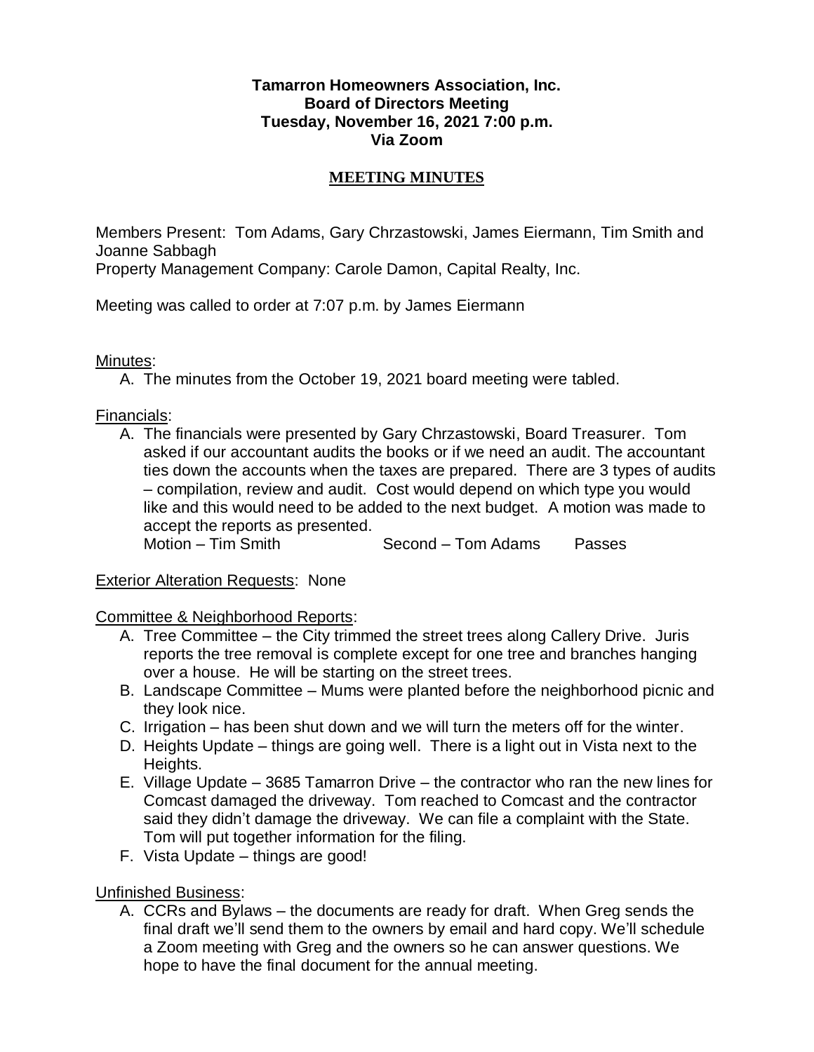**Tamarron Homeowners Association, Inc.**
**Board of Directors Meeting**
**Tuesday, November 16, 2021 7:00 p.m.**
**Via Zoom**

# MEETING MINUTES

Members Present: Tom Adams, Gary Chrzastowski, James Eiermann, Tim Smith and Joanne Sabbagh
Property Management Company: Carole Damon, Capital Realty, Inc.

Meeting was called to order at 7:07 p.m. by James Eiermann

Minutes:

A. The minutes from the October 19, 2021 board meeting were tabled.

Financials:

A. The financials were presented by Gary Chrzastowski, Board Treasurer. Tom asked if our accountant audits the books or if we need an audit. The accountant ties down the accounts when the taxes are prepared. There are 3 types of audits – compilation, review and audit. Cost would depend on which type you would like and this would need to be added to the next budget. A motion was made to accept the reports as presented.
Motion – Tim Smith Second – Tom Adams Passes

Exterior Alteration Requests: None

Committee & Neighborhood Reports:

A. Tree Committee – the City trimmed the street trees along Callery Drive. Juris reports the tree removal is complete except for one tree and branches hanging over a house. He will be starting on the street trees.
B. Landscape Committee – Mums were planted before the neighborhood picnic and they look nice.
C. Irrigation – has been shut down and we will turn the meters off for the winter.
D. Heights Update – things are going well. There is a light out in Vista next to the Heights.
E. Village Update – 3685 Tamarron Drive – the contractor who ran the new lines for Comcast damaged the driveway. Tom reached to Comcast and the contractor said they didn't damage the driveway. We can file a complaint with the State. Tom will put together information for the filing.
F. Vista Update – things are good!

Unfinished Business:

A. CCRs and Bylaws – the documents are ready for draft. When Greg sends the final draft we'll send them to the owners by email and hard copy. We'll schedule a Zoom meeting with Greg and the owners so he can answer questions. We hope to have the final document for the annual meeting.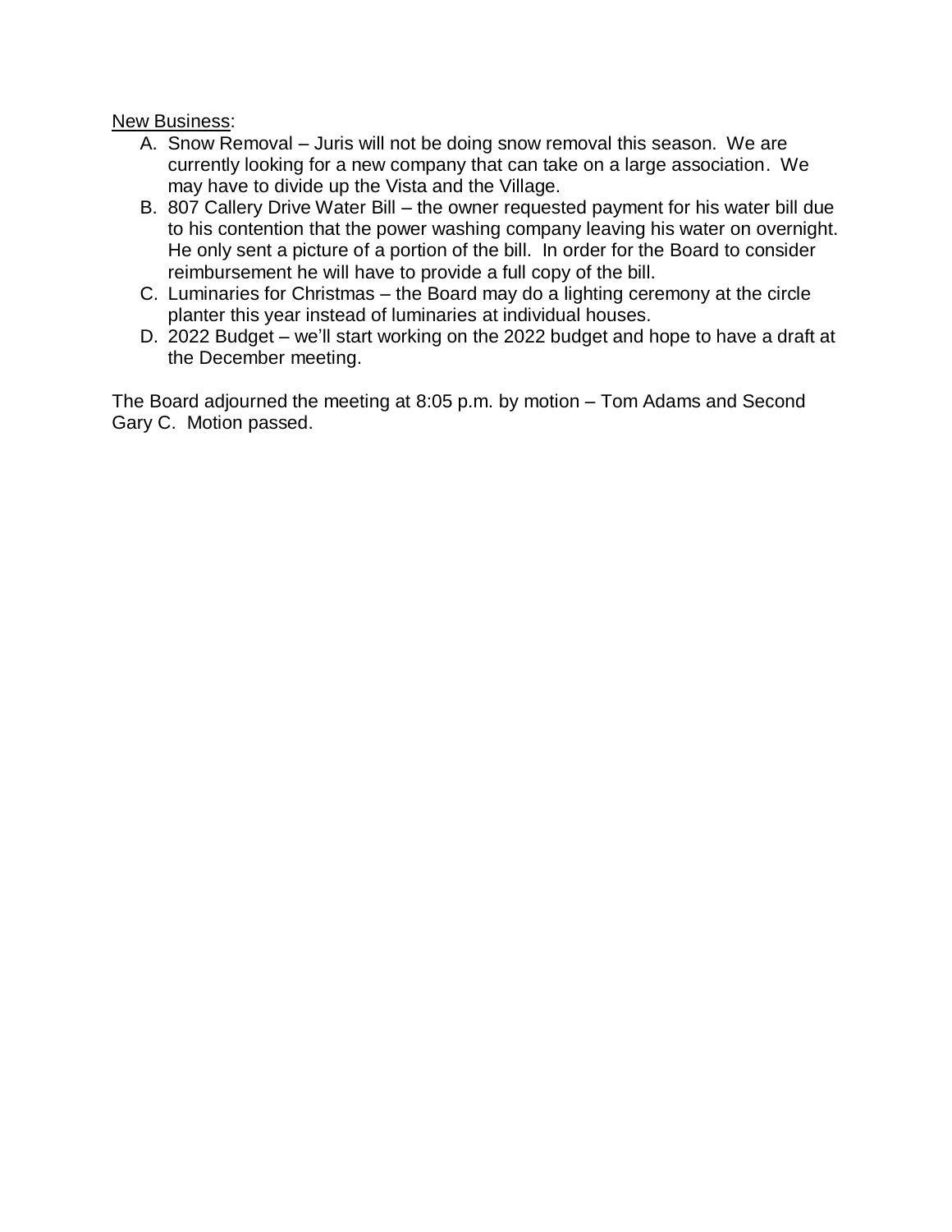New Business:

A. Snow Removal – Juris will not be doing snow removal this season. We are currently looking for a new company that can take on a large association. We may have to divide up the Vista and the Village.
B. 807 Callery Drive Water Bill – the owner requested payment for his water bill due to his contention that the power washing company leaving his water on overnight. He only sent a picture of a portion of the bill. In order for the Board to consider reimbursement he will have to provide a full copy of the bill.
C. Luminaries for Christmas – the Board may do a lighting ceremony at the circle planter this year instead of luminaries at individual houses.
D. 2022 Budget – we'll start working on the 2022 budget and hope to have a draft at the December meeting.

The Board adjourned the meeting at 8:05 p.m. by motion – Tom Adams and Second Gary C. Motion passed.